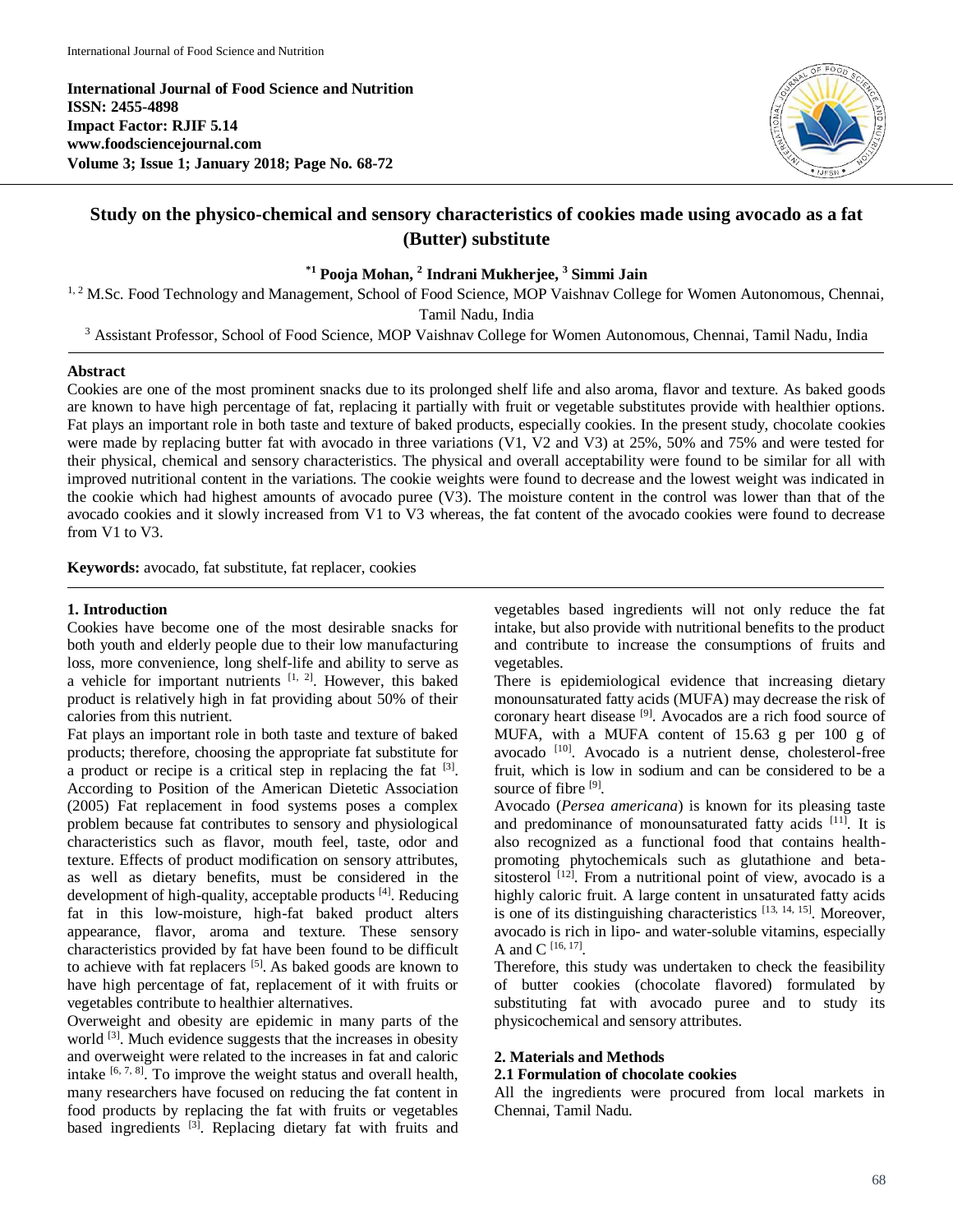International Journal of Food Science and Nutrition
**ISSN: 2455-4898**
**Impact Factor: RJIF 5.14**
**www.foodsciencejournal.com**
**Volume 3; Issue 1; January 2018; Page No. 68-72**

# Study on the physico-chemical and sensory characteristics of cookies made using avocado as a fat (Butter) substitute

**\*1 Pooja Mohan, 2 Indrani Mukherjee, 3 Simmi Jain**

[1, 2] M.Sc. Food Technology and Management, School of Food Science, MOP Vaishnav College for Women Autonomous, Chennai, Tamil Nadu, India

[3] Assistant Professor, School of Food Science, MOP Vaishnav College for Women Autonomous, Chennai, Tamil Nadu, India

## Abstract

Cookies are one of the most prominent snacks due to its prolonged shelf life and also aroma, flavor and texture. As baked goods are known to have high percentage of fat, replacing it partially with fruit or vegetable substitutes provide with healthier options. Fat plays an important role in both taste and texture of baked products, especially cookies. In the present study, chocolate cookies were made by replacing butter fat with avocado in three variations (V1, V2 and V3) at 25%, 50% and 75% and were tested for their physical, chemical and sensory characteristics. The physical and overall acceptability were found to be similar for all with improved nutritional content in the variations. The cookie weights were found to decrease and the lowest weight was indicated in the cookie which had highest amounts of avocado puree (V3). The moisture content in the control was lower than that of the avocado cookies and it slowly increased from V1 to V3 whereas, the fat content of the avocado cookies were found to decrease from V1 to V3.

**Keywords:** avocado, fat substitute, fat replacer, cookies

## 1. Introduction

Cookies have become one of the most desirable snacks for both youth and elderly people due to their low manufacturing loss, more convenience, long shelf-life and ability to serve as a vehicle for important nutrients [1, 2]. However, this baked product is relatively high in fat providing about 50% of their calories from this nutrient.

Fat plays an important role in both taste and texture of baked products; therefore, choosing the appropriate fat substitute for a product or recipe is a critical step in replacing the fat [3]. According to Position of the American Dietetic Association (2005) Fat replacement in food systems poses a complex problem because fat contributes to sensory and physiological characteristics such as flavor, mouth feel, taste, odor and texture. Effects of product modification on sensory attributes, as well as dietary benefits, must be considered in the development of high-quality, acceptable products [4]. Reducing fat in this low-moisture, high-fat baked product alters appearance, flavor, aroma and texture. These sensory characteristics provided by fat have been found to be difficult to achieve with fat replacers [5]. As baked goods are known to have high percentage of fat, replacement of it with fruits or vegetables contribute to healthier alternatives.

Overweight and obesity are epidemic in many parts of the world [3]. Much evidence suggests that the increases in obesity and overweight were related to the increases in fat and caloric intake [6, 7, 8]. To improve the weight status and overall health, many researchers have focused on reducing the fat content in food products by replacing the fat with fruits or vegetables based ingredients [3]. Replacing dietary fat with fruits and vegetables based ingredients will not only reduce the fat intake, but also provide with nutritional benefits to the product and contribute to increase the consumptions of fruits and vegetables.

There is epidemiological evidence that increasing dietary monounsaturated fatty acids (MUFA) may decrease the risk of coronary heart disease [9]. Avocados are a rich food source of MUFA, with a MUFA content of 15.63 g per 100 g of avocado [10]. Avocado is a nutrient dense, cholesterol-free fruit, which is low in sodium and can be considered to be a source of fibre [9].

Avocado (*Persea americana*) is known for its pleasing taste and predominance of monounsaturated fatty acids [11]. It is also recognized as a functional food that contains health-promoting phytochemicals such as glutathione and beta-sitosterol [12]. From a nutritional point of view, avocado is a highly caloric fruit. A large content in unsaturated fatty acids is one of its distinguishing characteristics [13, 14, 15]. Moreover, avocado is rich in lipo- and water-soluble vitamins, especially A and C [16, 17].

Therefore, this study was undertaken to check the feasibility of butter cookies (chocolate flavored) formulated by substituting fat with avocado puree and to study its physicochemical and sensory attributes.

## 2. Materials and Methods

### 2.1 Formulation of chocolate cookies

All the ingredients were procured from local markets in Chennai, Tamil Nadu.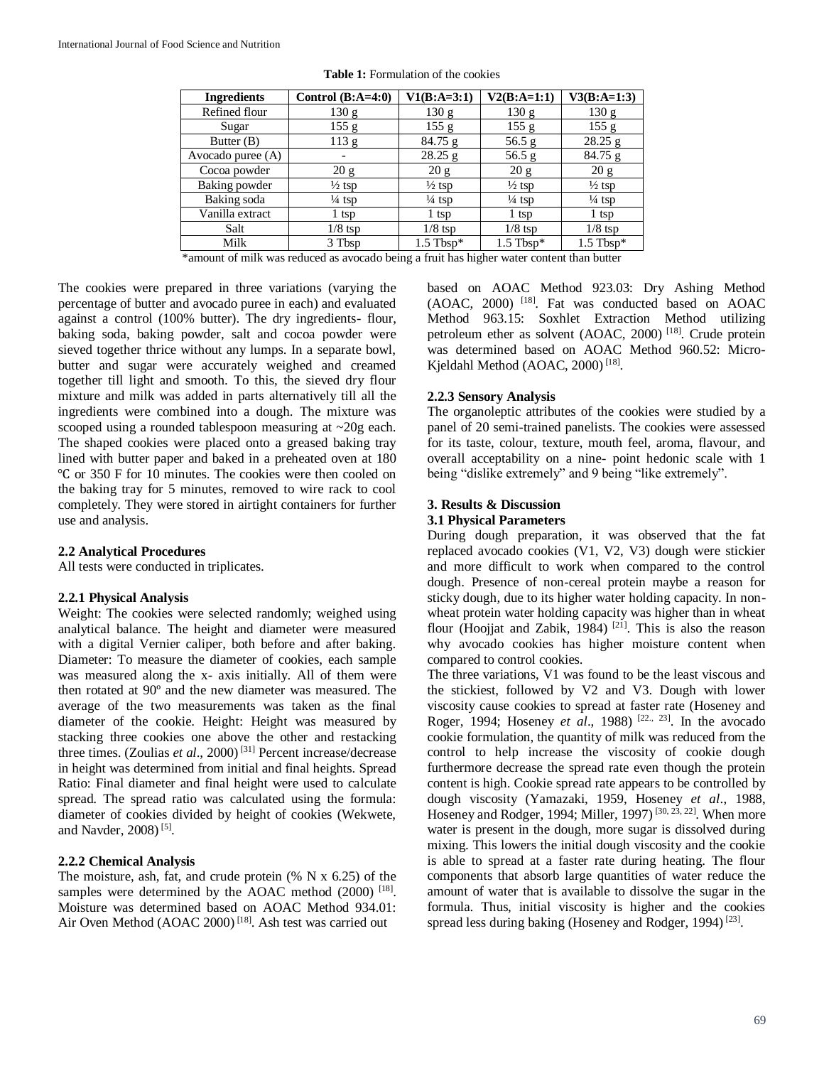**Table 1:** Formulation of the cookies

| Ingredients | Control (B:A=4:0) | V1(B:A=3:1) | V2(B:A=1:1) | V3(B:A=1:3) |
|---|---|---|---|---|
| Refined flour | 130 g | 130 g | 130 g | 130 g |
| Sugar | 155 g | 155 g | 155 g | 155 g |
| Butter (B) | 113 g | 84.75 g | 56.5 g | 28.25 g |
| Avocado puree (A) | - | 28.25 g | 56.5 g | 84.75 g |
| Cocoa powder | 20 g | 20 g | 20 g | 20 g |
| Baking powder | ½ tsp | ½ tsp | ½ tsp | ½ tsp |
| Baking soda | ¼ tsp | ¼ tsp | ¼ tsp | ¼ tsp |
| Vanilla extract | 1 tsp | 1 tsp | 1 tsp | 1 tsp |
| Salt | 1/8 tsp | 1/8 tsp | 1/8 tsp | 1/8 tsp |
| Milk | 3 Tbsp | 1.5 Tbsp* | 1.5 Tbsp* | 1.5 Tbsp* |

*amount of milk was reduced as avocado being a fruit has higher water content than butter

The cookies were prepared in three variations (varying the percentage of butter and avocado puree in each) and evaluated against a control (100% butter). The dry ingredients- flour, baking soda, baking powder, salt and cocoa powder were sieved together thrice without any lumps. In a separate bowl, butter and sugar were accurately weighed and creamed together till light and smooth. To this, the sieved dry flour mixture and milk was added in parts alternatively till all the ingredients were combined into a dough. The mixture was scooped using a rounded tablespoon measuring at ~20g each. The shaped cookies were placed onto a greased baking tray lined with butter paper and baked in a preheated oven at 180 ℃ or 350 F for 10 minutes. The cookies were then cooled on the baking tray for 5 minutes, removed to wire rack to cool completely. They were stored in airtight containers for further use and analysis.

### 2.2 Analytical Procedures

All tests were conducted in triplicates.

#### 2.2.1 Physical Analysis

Weight: The cookies were selected randomly; weighed using analytical balance. The height and diameter were measured with a digital Vernier caliper, both before and after baking. Diameter: To measure the diameter of cookies, each sample was measured along the x- axis initially. All of them were then rotated at 90º and the new diameter was measured. The average of the two measurements was taken as the final diameter of the cookie. Height: Height was measured by stacking three cookies one above the other and restacking three times. (Zoulias *et al*., 2000) [31] Percent increase/decrease in height was determined from initial and final heights. Spread Ratio: Final diameter and final height were used to calculate spread. The spread ratio was calculated using the formula: diameter of cookies divided by height of cookies (Wekwete, and Navder, 2008) [5].

#### 2.2.2 Chemical Analysis

The moisture, ash, fat, and crude protein (% N x 6.25) of the samples were determined by the AOAC method (2000) [18]. Moisture was determined based on AOAC Method 934.01: Air Oven Method (AOAC 2000) [18]. Ash test was carried out based on AOAC Method 923.03: Dry Ashing Method (AOAC, 2000) [18]. Fat was conducted based on AOAC Method 963.15: Soxhlet Extraction Method utilizing petroleum ether as solvent (AOAC, 2000) [18]. Crude protein was determined based on AOAC Method 960.52: Micro-Kjeldahl Method (AOAC, 2000) [18].

#### 2.2.3 Sensory Analysis

The organoleptic attributes of the cookies were studied by a panel of 20 semi-trained panelists. The cookies were assessed for its taste, colour, texture, mouth feel, aroma, flavour, and overall acceptability on a nine- point hedonic scale with 1 being "dislike extremely" and 9 being "like extremely".

## 3. Results & Discussion

### 3.1 Physical Parameters

During dough preparation, it was observed that the fat replaced avocado cookies (V1, V2, V3) dough were stickier and more difficult to work when compared to the control dough. Presence of non-cereal protein maybe a reason for sticky dough, due to its higher water holding capacity. In non-wheat protein water holding capacity was higher than in wheat flour (Hoojjat and Zabik, 1984) [21]. This is also the reason why avocado cookies has higher moisture content when compared to control cookies.

The three variations, V1 was found to be the least viscous and the stickiest, followed by V2 and V3. Dough with lower viscosity cause cookies to spread at faster rate (Hoseney and Roger, 1994; Hoseney *et al*., 1988) [22., 23]. In the avocado cookie formulation, the quantity of milk was reduced from the control to help increase the viscosity of cookie dough furthermore decrease the spread rate even though the protein content is high. Cookie spread rate appears to be controlled by dough viscosity (Yamazaki, 1959, Hoseney *et al*., 1988, Hoseney and Rodger, 1994; Miller, 1997) [30, 23, 22]. When more water is present in the dough, more sugar is dissolved during mixing. This lowers the initial dough viscosity and the cookie is able to spread at a faster rate during heating. The flour components that absorb large quantities of water reduce the amount of water that is available to dissolve the sugar in the formula. Thus, initial viscosity is higher and the cookies spread less during baking (Hoseney and Rodger, 1994) [23].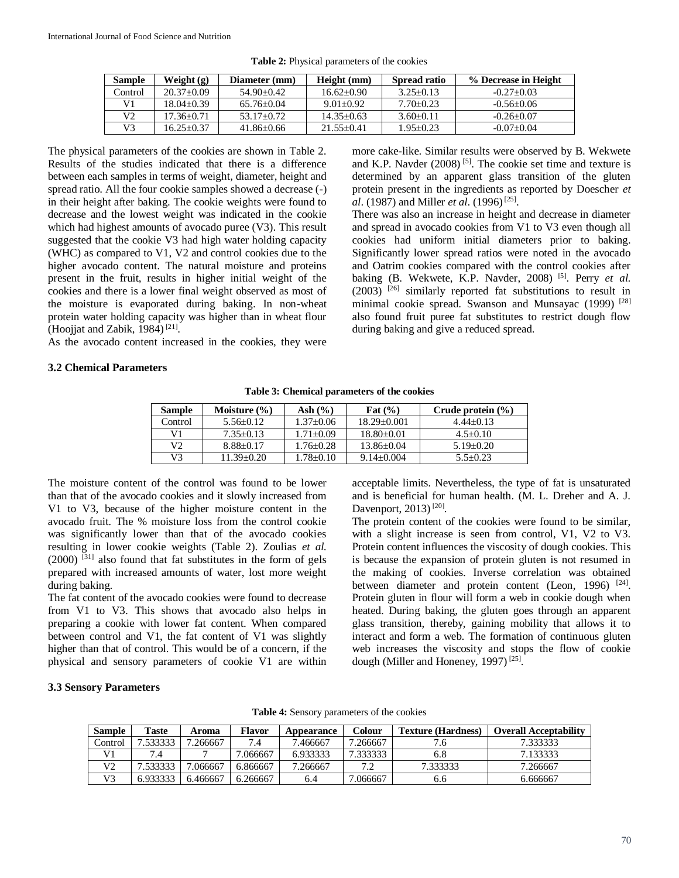**Table 2:** Physical parameters of the cookies

| Sample | Weight (g) | Diameter (mm) | Height (mm) | Spread ratio | % Decrease in Height |
|---|---|---|---|---|---|
| Control | 20.37±0.09 | 54.90±0.42 | 16.62±0.90 | 3.25±0.13 | -0.27±0.03 |
| V1 | 18.04±0.39 | 65.76±0.04 | 9.01±0.92 | 7.70±0.23 | -0.56±0.06 |
| V2 | 17.36±0.71 | 53.17±0.72 | 14.35±0.63 | 3.60±0.11 | -0.26±0.07 |
| V3 | 16.25±0.37 | 41.86±0.66 | 21.55±0.41 | 1.95±0.23 | -0.07±0.04 |

The physical parameters of the cookies are shown in Table 2. Results of the studies indicated that there is a difference between each samples in terms of weight, diameter, height and spread ratio. All the four cookie samples showed a decrease (-) in their height after baking. The cookie weights were found to decrease and the lowest weight was indicated in the cookie which had highest amounts of avocado puree (V3). This result suggested that the cookie V3 had high water holding capacity (WHC) as compared to V1, V2 and control cookies due to the higher avocado content. The natural moisture and proteins present in the fruit, results in higher initial weight of the cookies and there is a lower final weight observed as most of the moisture is evaporated during baking. In non-wheat protein water holding capacity was higher than in wheat flour (Hoojjat and Zabik, 1984) [21].

As the avocado content increased in the cookies, they were more cake-like. Similar results were observed by B. Wekwete and K.P. Navder (2008) [5]. The cookie set time and texture is determined by an apparent glass transition of the gluten protein present in the ingredients as reported by Doescher *et al*. (1987) and Miller *et al*. (1996) [25].

There was also an increase in height and decrease in diameter and spread in avocado cookies from V1 to V3 even though all cookies had uniform initial diameters prior to baking. Significantly lower spread ratios were noted in the avocado and Oatrim cookies compared with the control cookies after baking (B. Wekwete, K.P. Navder, 2008) [5]. Perry *et al.* (2003) [26] similarly reported fat substitutions to result in minimal cookie spread. Swanson and Munsayac (1999) [28] also found fruit puree fat substitutes to restrict dough flow during baking and give a reduced spread.

### 3.2 Chemical Parameters

**Table 3: Chemical parameters of the cookies**

| Sample | Moisture (%) | Ash (%) | Fat (%) | Crude protein (%) |
|---|---|---|---|---|
| Control | 5.56±0.12 | 1.37±0.06 | 18.29±0.001 | 4.44±0.13 |
| V1 | 7.35±0.13 | 1.71±0.09 | 18.80±0.01 | 4.5±0.10 |
| V2 | 8.88±0.17 | 1.76±0.28 | 13.86±0.04 | 5.19±0.20 |
| V3 | 11.39±0.20 | 1.78±0.10 | 9.14±0.004 | 5.5±0.23 |

The moisture content of the control was found to be lower than that of the avocado cookies and it slowly increased from V1 to V3, because of the higher moisture content in the avocado fruit. The % moisture loss from the control cookie was significantly lower than that of the avocado cookies resulting in lower cookie weights (Table 2). Zoulias *et al.* (2000) [31] also found that fat substitutes in the form of gels prepared with increased amounts of water, lost more weight during baking.

The fat content of the avocado cookies were found to decrease from V1 to V3. This shows that avocado also helps in preparing a cookie with lower fat content. When compared between control and V1, the fat content of V1 was slightly higher than that of control. This would be of a concern, if the physical and sensory parameters of cookie V1 are within acceptable limits. Nevertheless, the type of fat is unsaturated and is beneficial for human health. (M. L. Dreher and A. J. Davenport, 2013) [20].

The protein content of the cookies were found to be similar, with a slight increase is seen from control, V1, V2 to V3. Protein content influences the viscosity of dough cookies. This is because the expansion of protein gluten is not resumed in the making of cookies. Inverse correlation was obtained between diameter and protein content (Leon, 1996) [24]. Protein gluten in flour will form a web in cookie dough when heated. During baking, the gluten goes through an apparent glass transition, thereby, gaining mobility that allows it to interact and form a web. The formation of continuous gluten web increases the viscosity and stops the flow of cookie dough (Miller and Honeney, 1997) [25].

### 3.3 Sensory Parameters

**Table 4:** Sensory parameters of the cookies

| Sample | Taste | Aroma | Flavor | Appearance | Colour | Texture (Hardness) | Overall Acceptability |
|---|---|---|---|---|---|---|---|
| Control | 7.533333 | 7.266667 | 7.4 | 7.466667 | 7.266667 | 7.6 | 7.333333 |
| V1 | 7.4 | 7 | 7.066667 | 6.933333 | 7.333333 | 6.8 | 7.133333 |
| V2 | 7.533333 | 7.066667 | 6.866667 | 7.266667 | 7.2 | 7.333333 | 7.266667 |
| V3 | 6.933333 | 6.466667 | 6.266667 | 6.4 | 7.066667 | 6.6 | 6.666667 |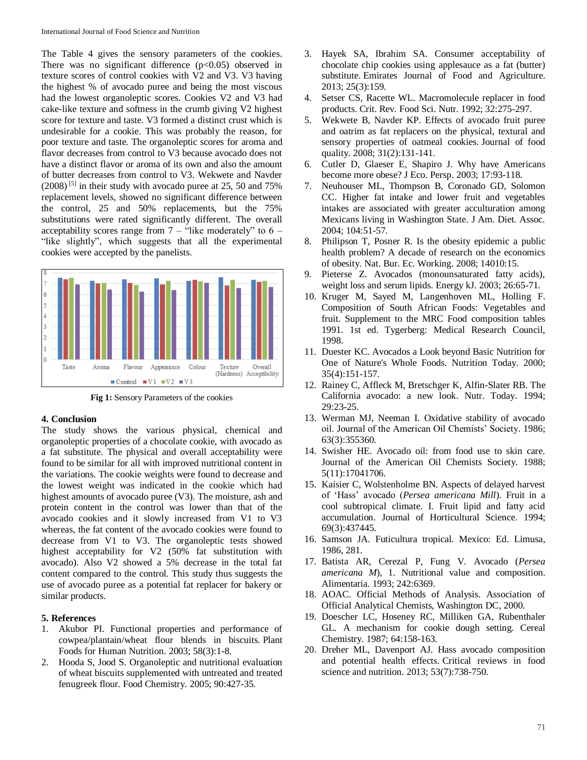The Table 4 gives the sensory parameters of the cookies. There was no significant difference ($p<0.05$) observed in texture scores of control cookies with V2 and V3. V3 having the highest % of avocado puree and being the most viscous had the lowest organoleptic scores. Cookies V2 and V3 had cake-like texture and softness in the crumb giving V2 highest score for texture and taste. V3 formed a distinct crust which is undesirable for a cookie. This was probably the reason, for poor texture and taste. The organoleptic scores for aroma and flavor decreases from control to V3 because avocado does not have a distinct flavor or aroma of its own and also the amount of butter decreases from control to V3. Wekwete and Navder (2008) [5] in their study with avocado puree at 25, 50 and 75% replacement levels, showed no significant difference between the control, 25 and 50% replacements, but the 75% substitutions were rated significantly different. The overall acceptability scores range from 7 – "like moderately" to 6 – "like slightly", which suggests that all the experimental cookies were accepted by the panelists.

**Fig 1:** Sensory Parameters of the cookies

## 4. Conclusion

The study shows the various physical, chemical and organoleptic properties of a chocolate cookie, with avocado as a fat substitute. The physical and overall acceptability were found to be similar for all with improved nutritional content in the variations. The cookie weights were found to decrease and the lowest weight was indicated in the cookie which had highest amounts of avocado puree (V3). The moisture, ash and protein content in the control was lower than that of the avocado cookies and it slowly increased from V1 to V3 whereas, the fat content of the avocado cookies were found to decrease from V1 to V3. The organoleptic tests showed highest acceptability for V2 (50% fat substitution with avocado). Also V2 showed a 5% decrease in the total fat content compared to the control. This study thus suggests the use of avocado puree as a potential fat replacer for bakery or similar products.

## 5. References

1. Akubor PI. Functional properties and performance of cowpea/plantain/wheat flour blends in biscuits. Plant Foods for Human Nutrition. 2003; 58(3):1-8.
2. Hooda S, Jood S. Organoleptic and nutritional evaluation of wheat biscuits supplemented with untreated and treated fenugreek flour. Food Chemistry. 2005; 90:427-35.
3. Hayek SA, Ibrahim SA. Consumer acceptability of chocolate chip cookies using applesauce as a fat (butter) substitute. Emirates Journal of Food and Agriculture. 2013; 25(3):159.
4. Setser CS, Racette WL. Macromolecule replacer in food products. Crit. Rev. Food Sci. Nutr. 1992; 32:275-297.
5. Wekwete B, Navder KP. Effects of avocado fruit puree and oatrim as fat replacers on the physical, textural and sensory properties of oatmeal cookies. Journal of food quality. 2008; 31(2):131-141.
6. Cutler D, Glaeser E, Shapiro J. Why have Americans become more obese? J Eco. Persp. 2003; 17:93-118.
7. Neuhouser ML, Thompson B, Coronado GD, Solomon CC. Higher fat intake and lower fruit and vegetables intakes are associated with greater acculturation among Mexicans living in Washington State. J Am. Diet. Assoc. 2004; 104:51-57.
8. Philipson T, Posner R. Is the obesity epidemic a public health problem? A decade of research on the economics of obesity. Nat. Bur. Ec. Working. 2008; 14010:15.
9. Pieterse Z. Avocados (monounsaturated fatty acids), weight loss and serum lipids. Energy kJ. 2003; 26:65-71.
10. Kruger M, Sayed M, Langenhoven ML, Holling F. Composition of South African Foods: Vegetables and fruit. Supplement to the MRC Food composition tables 1991. 1st ed. Tygerberg: Medical Research Council, 1998.
11. Duester KC. Avocados a Look beyond Basic Nutrition for One of Nature's Whole Foods. Nutrition Today. 2000; 35(4):151-157.
12. Rainey C, Affleck M, Bretschger K, Alfin-Slater RB. The California avocado: a new look. Nutr. Today. 1994; 29:23-25.
13. Werman MJ, Neeman I. Oxidative stability of avocado oil. Journal of the American Oil Chemists' Society. 1986; 63(3):355360.
14. Swisher HE. Avocado oil: from food use to skin care. Journal of the American Oil Chemists Society. 1988; 5(11):17041706.
15. Kaisier C, Wolstenholme BN. Aspects of delayed harvest of 'Hass' avocado (*Persea americana Mill*). Fruit in a cool subtropical climate. I. Fruit lipid and fatty acid accumulation. Journal of Horticultural Science. 1994; 69(3):437445.
16. Samson JA. Futicultura tropical. Mexico: Ed. Limusa, 1986, 281.
17. Batista AR, Cerezal P, Fung V. Avocado (*Persea americana M*), 1. Nutritional value and composition. Alimentaria. 1993; 242:6369.
18. AOAC. Official Methods of Analysis. Association of Official Analytical Chemists, Washington DC, 2000.
19. Doescher LC, Hoseney RC, Milliken GA, Rubenthaler GL. A mechanism for cookie dough setting. Cereal Chemistry. 1987; 64:158-163.
20. Dreher ML, Davenport AJ. Hass avocado composition and potential health effects. Critical reviews in food science and nutrition. 2013; 53(7):738-750.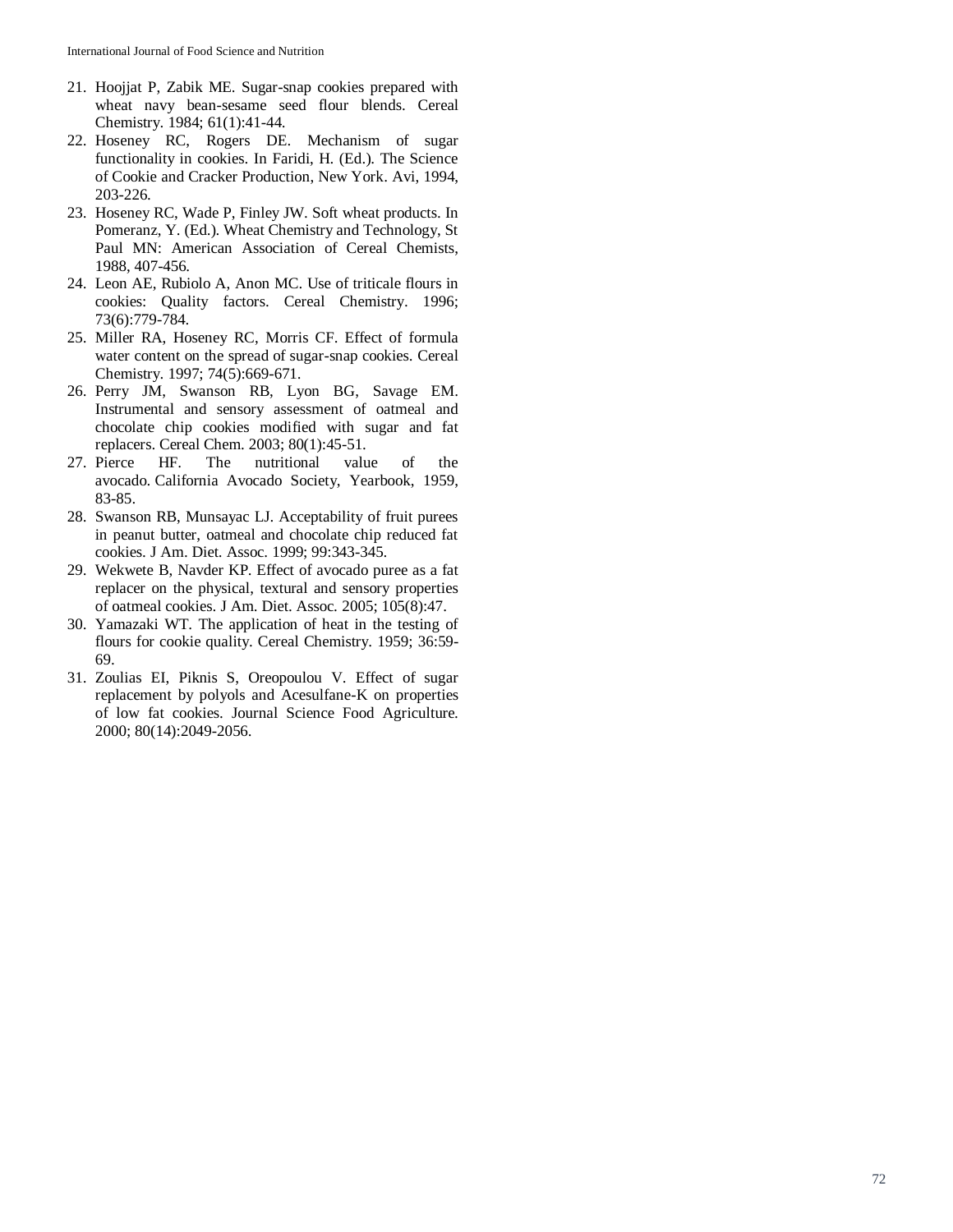21. Hoojjat P, Zabik ME. Sugar-snap cookies prepared with wheat navy bean-sesame seed flour blends. Cereal Chemistry. 1984; 61(1):41-44.
22. Hoseney RC, Rogers DE. Mechanism of sugar functionality in cookies. In Faridi, H. (Ed.). The Science of Cookie and Cracker Production, New York. Avi, 1994, 203-226.
23. Hoseney RC, Wade P, Finley JW. Soft wheat products. In Pomeranz, Y. (Ed.). Wheat Chemistry and Technology, St Paul MN: American Association of Cereal Chemists, 1988, 407-456.
24. Leon AE, Rubiolo A, Anon MC. Use of triticale flours in cookies: Quality factors. Cereal Chemistry. 1996; 73(6):779-784.
25. Miller RA, Hoseney RC, Morris CF. Effect of formula water content on the spread of sugar-snap cookies. Cereal Chemistry. 1997; 74(5):669-671.
26. Perry JM, Swanson RB, Lyon BG, Savage EM. Instrumental and sensory assessment of oatmeal and chocolate chip cookies modified with sugar and fat replacers. Cereal Chem. 2003; 80(1):45-51.
27. Pierce HF. The nutritional value of the avocado. California Avocado Society, Yearbook, 1959, 83-85.
28. Swanson RB, Munsayac LJ. Acceptability of fruit purees in peanut butter, oatmeal and chocolate chip reduced fat cookies. J Am. Diet. Assoc. 1999; 99:343-345.
29. Wekwete B, Navder KP. Effect of avocado puree as a fat replacer on the physical, textural and sensory properties of oatmeal cookies. J Am. Diet. Assoc. 2005; 105(8):47.
30. Yamazaki WT. The application of heat in the testing of flours for cookie quality. Cereal Chemistry. 1959; 36:59-69.
31. Zoulias EI, Piknis S, Oreopoulou V. Effect of sugar replacement by polyols and Acesulfane-K on properties of low fat cookies. Journal Science Food Agriculture. 2000; 80(14):2049-2056.